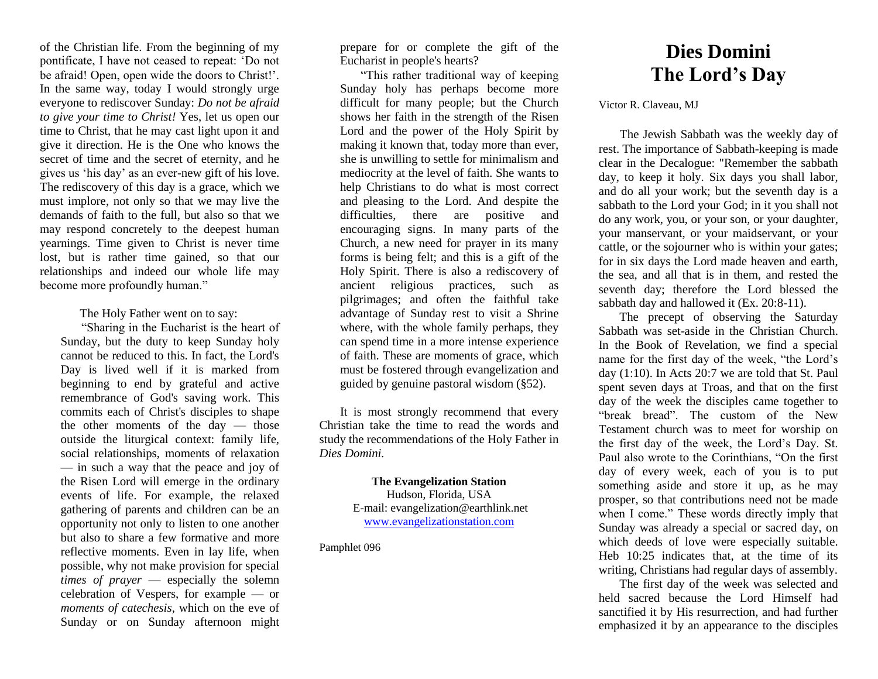of the Christian life. From the beginning of my pontificate, I have not ceased to repeat: 'Do not be afraid! Open, open wide the doors to Christ!'. In the same way, today I would strongly urge everyone to rediscover Sunday: *Do not be afraid to give your time to Christ!* Yes, let us open our time to Christ, that he may cast light upon it and give it direction. He is the One who knows the secret of time and the secret of eternity, and he gives us 'his day' as an ever-new gift of his love. The rediscovery of this day is a grace, which we must implore, not only so that we may live the demands of faith to the full, but also so that we may respond concretely to the deepest human yearnings. Time given to Christ is never time lost, but is rather time gained, so that our relationships and indeed our whole life may become more profoundly human."

The Holy Father went on to say:

> "Sharing in the Eucharist is the heart of Sunday, but the duty to keep Sunday holy cannot be reduced to this. In fact, the Lord's Day is lived well if it is marked from beginning to end by grateful and active remembrance of God's saving work. This commits each of Christ's disciples to shape the other moments of the day — those outside the liturgical context: family life, social relationships, moments of relaxation — in such a way that the peace and joy of the Risen Lord will emerge in the ordinary events of life. For example, the relaxed gathering of parents and children can be an opportunity not only to listen to one another but also to share a few formative and more reflective moments. Even in lay life, when possible, why not make provision for special *times of prayer* — especially the solemn celebration of Vespers, for example — or *moments of catechesis*, which on the eve of Sunday or on Sunday afternoon might prepare for or complete the gift of the Eucharist in people's hearts?
>
> "This rather traditional way of keeping Sunday holy has perhaps become more difficult for many people; but the Church shows her faith in the strength of the Risen Lord and the power of the Holy Spirit by making it known that, today more than ever, she is unwilling to settle for minimalism and mediocrity at the level of faith. She wants to help Christians to do what is most correct and pleasing to the Lord. And despite the difficulties, there are positive and encouraging signs. In many parts of the Church, a new need for prayer in its many forms is being felt; and this is a gift of the Holy Spirit. There is also a rediscovery of ancient religious practices, such as pilgrimages; and often the faithful take advantage of Sunday rest to visit a Shrine where, with the whole family perhaps, they can spend time in a more intense experience of faith. These are moments of grace, which must be fostered through evangelization and guided by genuine pastoral wisdom (§52).

It is most strongly recommend that every Christian take the time to read the words and study the recommendations of the Holy Father in *Dies Domini*.

**The Evangelization Station**
Hudson, Florida, USA
E-mail: evangelization@earthlink.net
www.evangelizationstation.com

Pamphlet 096

# Dies Domini
# The Lord's Day

Victor R. Claveau, MJ

The Jewish Sabbath was the weekly day of rest. The importance of Sabbath-keeping is made clear in the Decalogue: "Remember the sabbath day, to keep it holy. Six days you shall labor, and do all your work; but the seventh day is a sabbath to the Lord your God; in it you shall not do any work, you, or your son, or your daughter, your manservant, or your maidservant, or your cattle, or the sojourner who is within your gates; for in six days the Lord made heaven and earth, the sea, and all that is in them, and rested the seventh day; therefore the Lord blessed the sabbath day and hallowed it (Ex. 20:8-11).

The precept of observing the Saturday Sabbath was set-aside in the Christian Church. In the Book of Revelation, we find a special name for the first day of the week, "the Lord's day (1:10). In Acts 20:7 we are told that St. Paul spent seven days at Troas, and that on the first day of the week the disciples came together to "break bread". The custom of the New Testament church was to meet for worship on the first day of the week, the Lord's Day. St. Paul also wrote to the Corinthians, "On the first day of every week, each of you is to put something aside and store it up, as he may prosper, so that contributions need not be made when I come." These words directly imply that Sunday was already a special or sacred day, on which deeds of love were especially suitable. Heb 10:25 indicates that, at the time of its writing, Christians had regular days of assembly.

The first day of the week was selected and held sacred because the Lord Himself had sanctified it by His resurrection, and had further emphasized it by an appearance to the disciples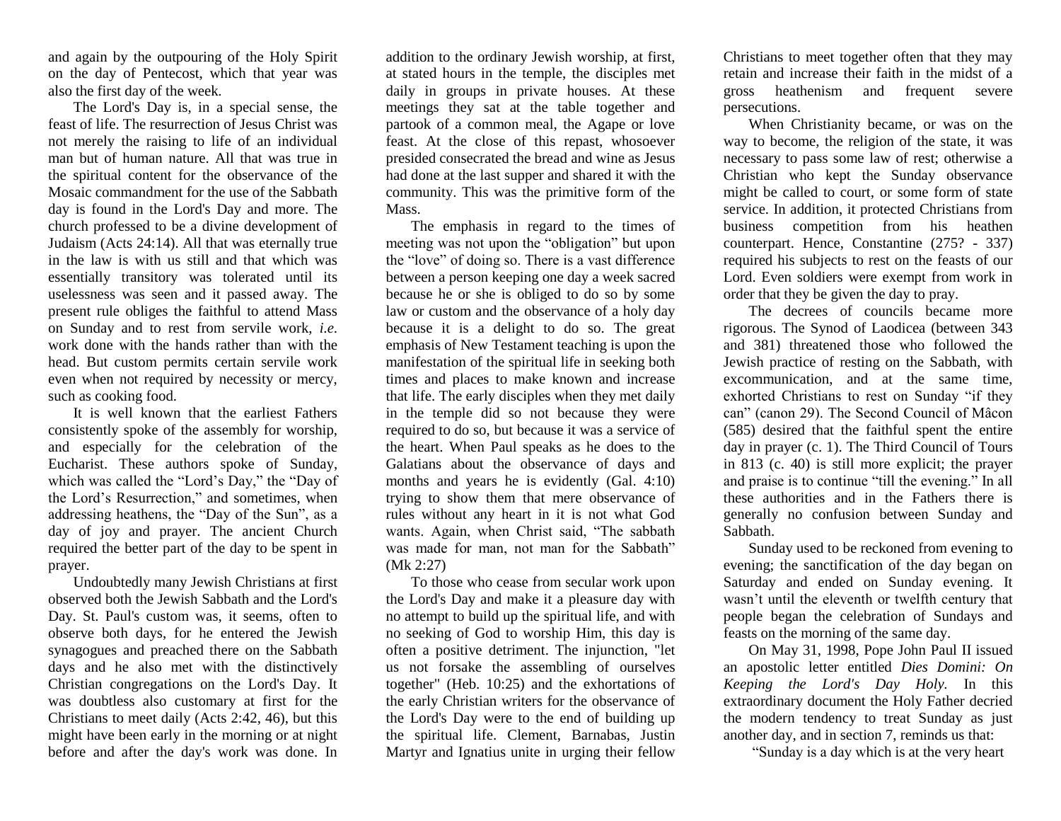and again by the outpouring of the Holy Spirit on the day of Pentecost, which that year was also the first day of the week.

The Lord's Day is, in a special sense, the feast of life. The resurrection of Jesus Christ was not merely the raising to life of an individual man but of human nature. All that was true in the spiritual content for the observance of the Mosaic commandment for the use of the Sabbath day is found in the Lord's Day and more. The church professed to be a divine development of Judaism (Acts 24:14). All that was eternally true in the law is with us still and that which was essentially transitory was tolerated until its uselessness was seen and it passed away. The present rule obliges the faithful to attend Mass on Sunday and to rest from servile work, *i.e.* work done with the hands rather than with the head. But custom permits certain servile work even when not required by necessity or mercy, such as cooking food.

It is well known that the earliest Fathers consistently spoke of the assembly for worship, and especially for the celebration of the Eucharist. These authors spoke of Sunday, which was called the "Lord's Day," the "Day of the Lord's Resurrection," and sometimes, when addressing heathens, the "Day of the Sun", as a day of joy and prayer. The ancient Church required the better part of the day to be spent in prayer.

Undoubtedly many Jewish Christians at first observed both the Jewish Sabbath and the Lord's Day. St. Paul's custom was, it seems, often to observe both days, for he entered the Jewish synagogues and preached there on the Sabbath days and he also met with the distinctively Christian congregations on the Lord's Day. It was doubtless also customary at first for the Christians to meet daily (Acts 2:42, 46), but this might have been early in the morning or at night before and after the day's work was done. In addition to the ordinary Jewish worship, at first, at stated hours in the temple, the disciples met daily in groups in private houses. At these meetings they sat at the table together and partook of a common meal, the Agape or love feast. At the close of this repast, whosoever presided consecrated the bread and wine as Jesus had done at the last supper and shared it with the community. This was the primitive form of the Mass.

The emphasis in regard to the times of meeting was not upon the "obligation" but upon the "love" of doing so. There is a vast difference between a person keeping one day a week sacred because he or she is obliged to do so by some law or custom and the observance of a holy day because it is a delight to do so. The great emphasis of New Testament teaching is upon the manifestation of the spiritual life in seeking both times and places to make known and increase that life. The early disciples when they met daily in the temple did so not because they were required to do so, but because it was a service of the heart. When Paul speaks as he does to the Galatians about the observance of days and months and years he is evidently (Gal. 4:10) trying to show them that mere observance of rules without any heart in it is not what God wants. Again, when Christ said, "The sabbath was made for man, not man for the Sabbath" (Mk 2:27)

To those who cease from secular work upon the Lord's Day and make it a pleasure day with no attempt to build up the spiritual life, and with no seeking of God to worship Him, this day is often a positive detriment. The injunction, "let us not forsake the assembling of ourselves together" (Heb. 10:25) and the exhortations of the early Christian writers for the observance of the Lord's Day were to the end of building up the spiritual life. Clement, Barnabas, Justin Martyr and Ignatius unite in urging their fellow Christians to meet together often that they may retain and increase their faith in the midst of a gross heathenism and frequent severe persecutions.

When Christianity became, or was on the way to become, the religion of the state, it was necessary to pass some law of rest; otherwise a Christian who kept the Sunday observance might be called to court, or some form of state service. In addition, it protected Christians from business competition from his heathen counterpart. Hence, Constantine (275? - 337) required his subjects to rest on the feasts of our Lord. Even soldiers were exempt from work in order that they be given the day to pray.

The decrees of councils became more rigorous. The Synod of Laodicea (between 343 and 381) threatened those who followed the Jewish practice of resting on the Sabbath, with excommunication, and at the same time, exhorted Christians to rest on Sunday "if they can" (canon 29). The Second Council of Mâcon (585) desired that the faithful spent the entire day in prayer (c. 1). The Third Council of Tours in 813 (c. 40) is still more explicit; the prayer and praise is to continue "till the evening." In all these authorities and in the Fathers there is generally no confusion between Sunday and Sabbath.

Sunday used to be reckoned from evening to evening; the sanctification of the day began on Saturday and ended on Sunday evening. It wasn't until the eleventh or twelfth century that people began the celebration of Sundays and feasts on the morning of the same day.

On May 31, 1998, Pope John Paul II issued an apostolic letter entitled *Dies Domini: On Keeping the Lord's Day Holy.* In this extraordinary document the Holy Father decried the modern tendency to treat Sunday as just another day, and in section 7, reminds us that:

"Sunday is a day which is at the very heart